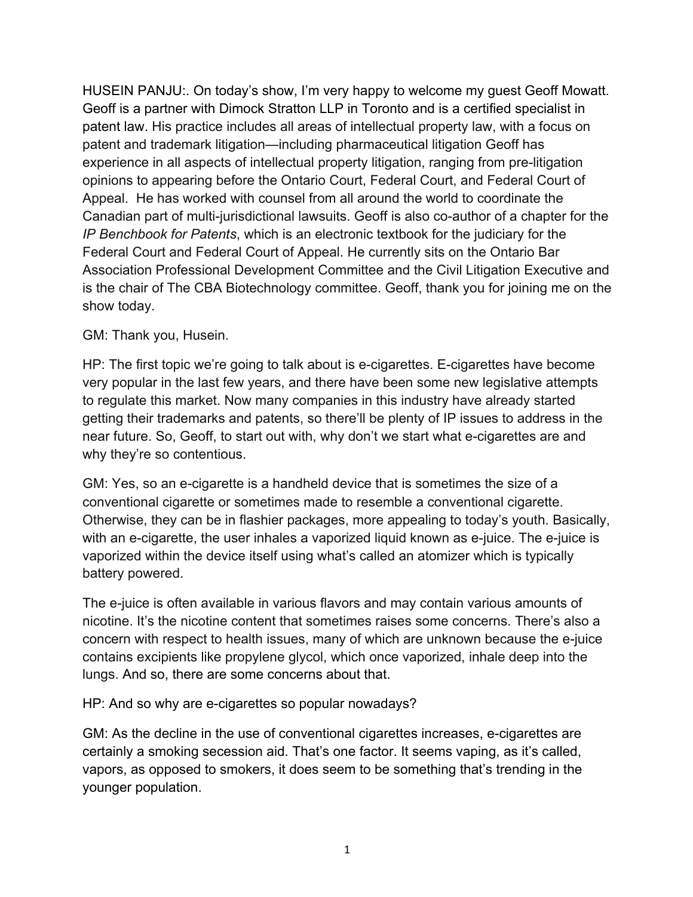HUSEIN PANJU:. On today's show, I'm very happy to welcome my guest Geoff Mowatt. Geoff is a partner with Dimock Stratton LLP in Toronto and is a certified specialist in patent law. His practice includes all areas of intellectual property law, with a focus on patent and trademark litigation—including pharmaceutical litigation Geoff has experience in all aspects of intellectual property litigation, ranging from pre-litigation opinions to appearing before the Ontario Court, Federal Court, and Federal Court of Appeal. He has worked with counsel from all around the world to coordinate the Canadian part of multi-jurisdictional lawsuits. Geoff is also co-author of a chapter for the *IP Benchbook for Patents*, which is an electronic textbook for the judiciary for the Federal Court and Federal Court of Appeal. He currently sits on the Ontario Bar Association Professional Development Committee and the Civil Litigation Executive and is the chair of The CBA Biotechnology committee. Geoff, thank you for joining me on the show today.

GM: Thank you, Husein.

HP: The first topic we're going to talk about is e-cigarettes. E-cigarettes have become very popular in the last few years, and there have been some new legislative attempts to regulate this market. Now many companies in this industry have already started getting their trademarks and patents, so there'll be plenty of IP issues to address in the near future. So, Geoff, to start out with, why don't we start what e-cigarettes are and why they're so contentious.

GM: Yes, so an e-cigarette is a handheld device that is sometimes the size of a conventional cigarette or sometimes made to resemble a conventional cigarette. Otherwise, they can be in flashier packages, more appealing to today's youth. Basically, with an e-cigarette, the user inhales a vaporized liquid known as e-juice. The e-juice is vaporized within the device itself using what's called an atomizer which is typically battery powered.

The e-juice is often available in various flavors and may contain various amounts of nicotine. It's the nicotine content that sometimes raises some concerns. There's also a concern with respect to health issues, many of which are unknown because the e-juice contains excipients like propylene glycol, which once vaporized, inhale deep into the lungs. And so, there are some concerns about that.

HP: And so why are e-cigarettes so popular nowadays?

GM: As the decline in the use of conventional cigarettes increases, e-cigarettes are certainly a smoking secession aid. That's one factor. It seems vaping, as it's called, vapors, as opposed to smokers, it does seem to be something that's trending in the younger population.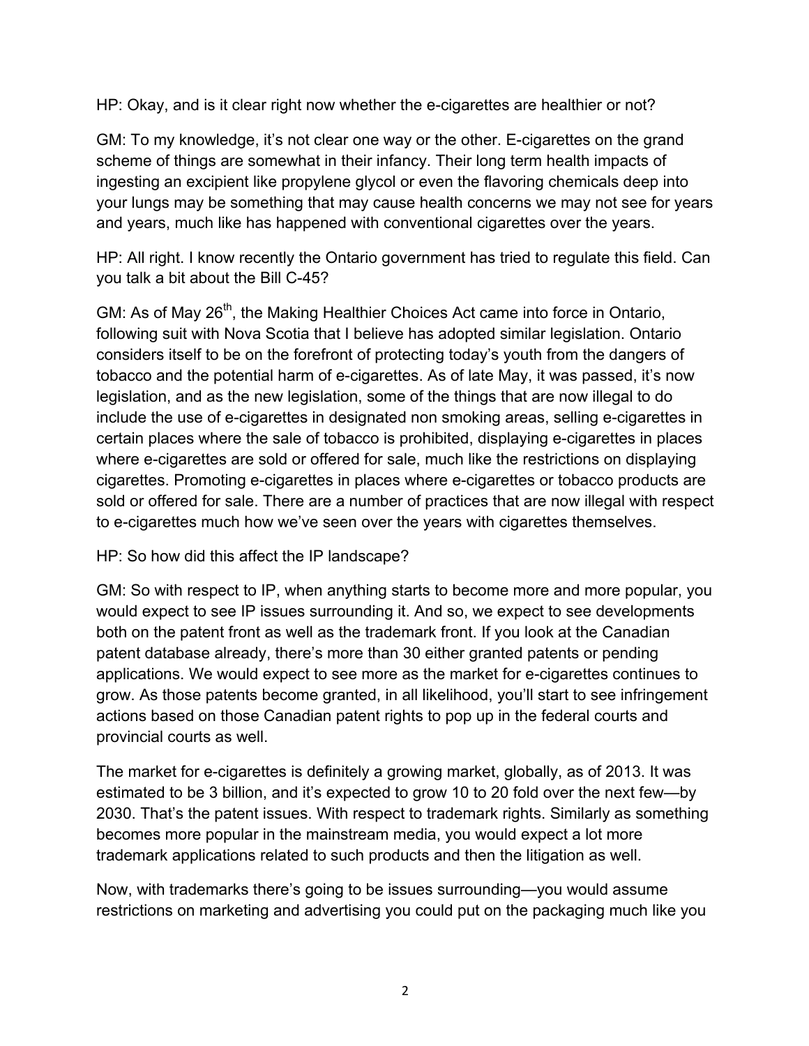HP: Okay, and is it clear right now whether the e-cigarettes are healthier or not?

GM: To my knowledge, it's not clear one way or the other. E-cigarettes on the grand scheme of things are somewhat in their infancy. Their long term health impacts of ingesting an excipient like propylene glycol or even the flavoring chemicals deep into your lungs may be something that may cause health concerns we may not see for years and years, much like has happened with conventional cigarettes over the years.

HP: All right. I know recently the Ontario government has tried to regulate this field. Can you talk a bit about the Bill C-45?

GM: As of May 26th, the Making Healthier Choices Act came into force in Ontario, following suit with Nova Scotia that I believe has adopted similar legislation. Ontario considers itself to be on the forefront of protecting today's youth from the dangers of tobacco and the potential harm of e-cigarettes. As of late May, it was passed, it's now legislation, and as the new legislation, some of the things that are now illegal to do include the use of e-cigarettes in designated non smoking areas, selling e-cigarettes in certain places where the sale of tobacco is prohibited, displaying e-cigarettes in places where e-cigarettes are sold or offered for sale, much like the restrictions on displaying cigarettes. Promoting e-cigarettes in places where e-cigarettes or tobacco products are sold or offered for sale. There are a number of practices that are now illegal with respect to e-cigarettes much how we've seen over the years with cigarettes themselves.

HP: So how did this affect the IP landscape?

GM: So with respect to IP, when anything starts to become more and more popular, you would expect to see IP issues surrounding it. And so, we expect to see developments both on the patent front as well as the trademark front. If you look at the Canadian patent database already, there's more than 30 either granted patents or pending applications. We would expect to see more as the market for e-cigarettes continues to grow. As those patents become granted, in all likelihood, you'll start to see infringement actions based on those Canadian patent rights to pop up in the federal courts and provincial courts as well.

The market for e-cigarettes is definitely a growing market, globally, as of 2013. It was estimated to be 3 billion, and it's expected to grow 10 to 20 fold over the next few—by 2030. That's the patent issues. With respect to trademark rights. Similarly as something becomes more popular in the mainstream media, you would expect a lot more trademark applications related to such products and then the litigation as well.

Now, with trademarks there's going to be issues surrounding—you would assume restrictions on marketing and advertising you could put on the packaging much like you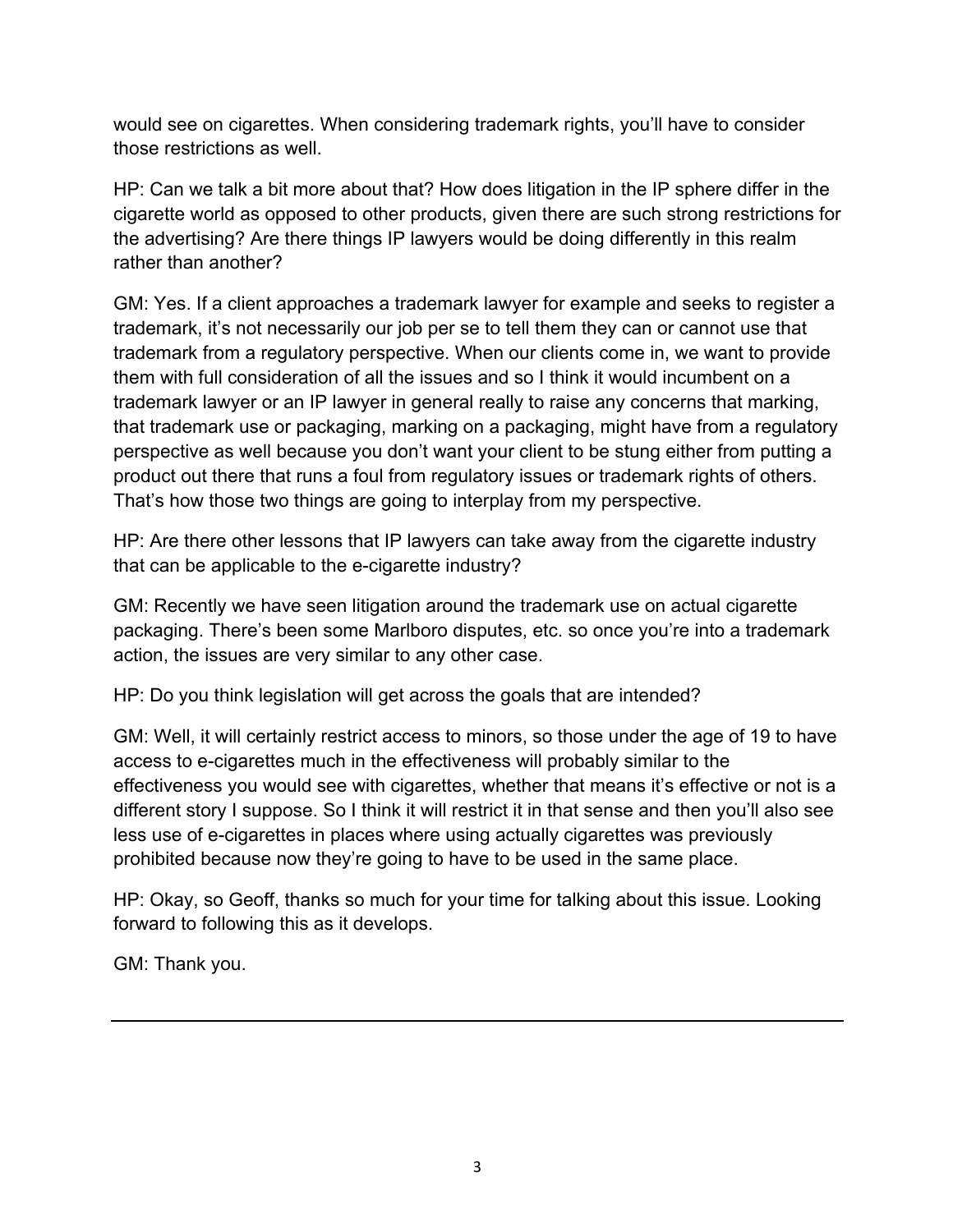would see on cigarettes. When considering trademark rights, you'll have to consider those restrictions as well.

HP: Can we talk a bit more about that? How does litigation in the IP sphere differ in the cigarette world as opposed to other products, given there are such strong restrictions for the advertising? Are there things IP lawyers would be doing differently in this realm rather than another?

GM: Yes. If a client approaches a trademark lawyer for example and seeks to register a trademark, it's not necessarily our job per se to tell them they can or cannot use that trademark from a regulatory perspective. When our clients come in, we want to provide them with full consideration of all the issues and so I think it would incumbent on a trademark lawyer or an IP lawyer in general really to raise any concerns that marking, that trademark use or packaging, marking on a packaging, might have from a regulatory perspective as well because you don't want your client to be stung either from putting a product out there that runs a foul from regulatory issues or trademark rights of others. That's how those two things are going to interplay from my perspective.

HP: Are there other lessons that IP lawyers can take away from the cigarette industry that can be applicable to the e-cigarette industry?

GM: Recently we have seen litigation around the trademark use on actual cigarette packaging. There's been some Marlboro disputes, etc. so once you're into a trademark action, the issues are very similar to any other case.

HP: Do you think legislation will get across the goals that are intended?

GM: Well, it will certainly restrict access to minors, so those under the age of 19 to have access to e-cigarettes much in the effectiveness will probably similar to the effectiveness you would see with cigarettes, whether that means it's effective or not is a different story I suppose. So I think it will restrict it in that sense and then you'll also see less use of e-cigarettes in places where using actually cigarettes was previously prohibited because now they're going to have to be used in the same place.

HP: Okay, so Geoff, thanks so much for your time for talking about this issue. Looking forward to following this as it develops.

GM: Thank you.

---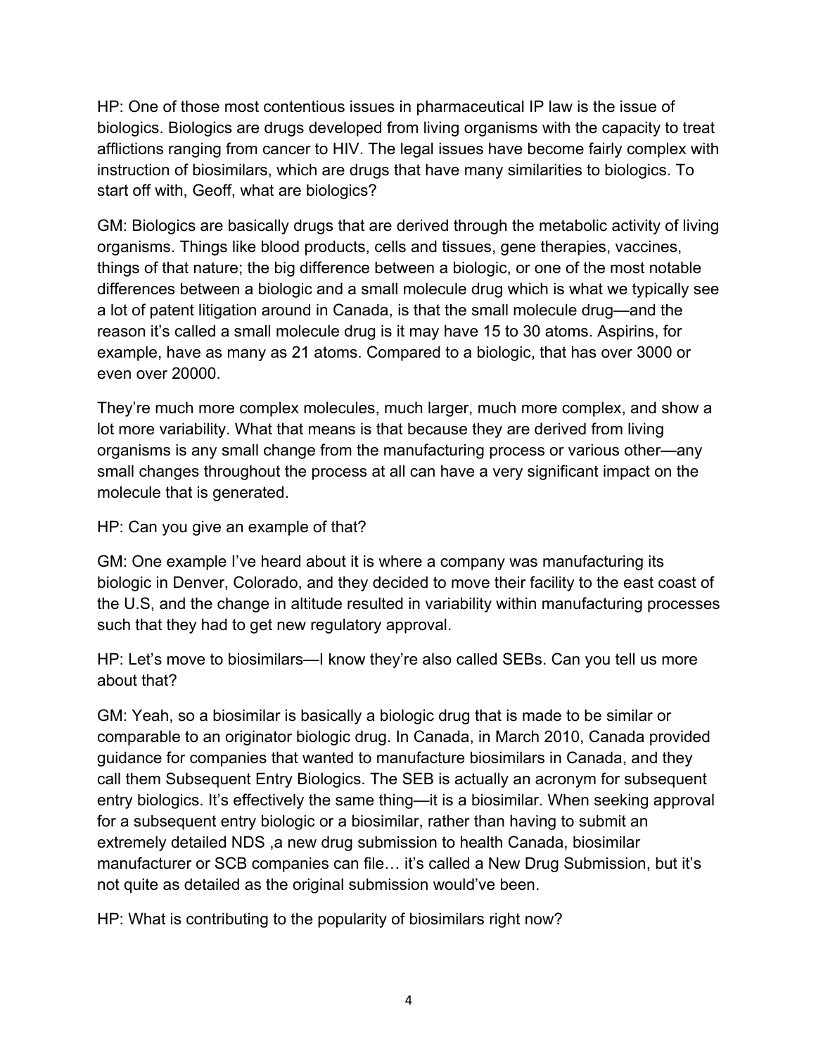HP: One of those most contentious issues in pharmaceutical IP law is the issue of biologics. Biologics are drugs developed from living organisms with the capacity to treat afflictions ranging from cancer to HIV. The legal issues have become fairly complex with instruction of biosimilars, which are drugs that have many similarities to biologics. To start off with, Geoff, what are biologics?

GM: Biologics are basically drugs that are derived through the metabolic activity of living organisms. Things like blood products, cells and tissues, gene therapies, vaccines, things of that nature; the big difference between a biologic, or one of the most notable differences between a biologic and a small molecule drug which is what we typically see a lot of patent litigation around in Canada, is that the small molecule drug—and the reason it's called a small molecule drug is it may have 15 to 30 atoms. Aspirins, for example, have as many as 21 atoms. Compared to a biologic, that has over 3000 or even over 20000.

They're much more complex molecules, much larger, much more complex, and show a lot more variability. What that means is that because they are derived from living organisms is any small change from the manufacturing process or various other—any small changes throughout the process at all can have a very significant impact on the molecule that is generated.

HP: Can you give an example of that?

GM: One example I've heard about it is where a company was manufacturing its biologic in Denver, Colorado, and they decided to move their facility to the east coast of the U.S, and the change in altitude resulted in variability within manufacturing processes such that they had to get new regulatory approval.

HP: Let's move to biosimilars—I know they're also called SEBs. Can you tell us more about that?

GM: Yeah, so a biosimilar is basically a biologic drug that is made to be similar or comparable to an originator biologic drug. In Canada, in March 2010, Canada provided guidance for companies that wanted to manufacture biosimilars in Canada, and they call them Subsequent Entry Biologics. The SEB is actually an acronym for subsequent entry biologics. It's effectively the same thing—it is a biosimilar. When seeking approval for a subsequent entry biologic or a biosimilar, rather than having to submit an extremely detailed NDS ,a new drug submission to health Canada, biosimilar manufacturer or SCB companies can file… it's called a New Drug Submission, but it's not quite as detailed as the original submission would've been.

HP: What is contributing to the popularity of biosimilars right now?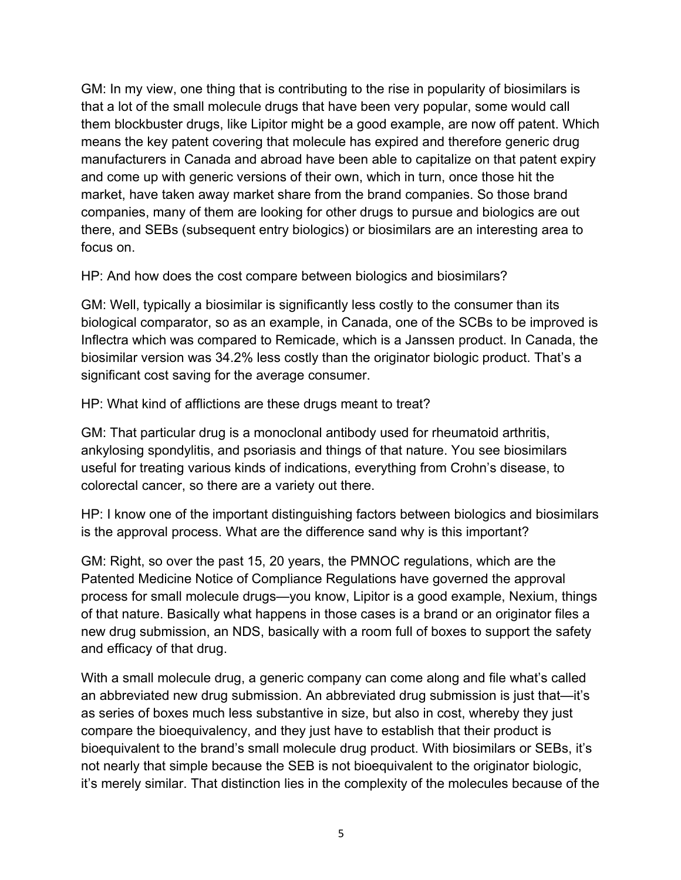GM: In my view, one thing that is contributing to the rise in popularity of biosimilars is that a lot of the small molecule drugs that have been very popular, some would call them blockbuster drugs, like Lipitor might be a good example, are now off patent. Which means the key patent covering that molecule has expired and therefore generic drug manufacturers in Canada and abroad have been able to capitalize on that patent expiry and come up with generic versions of their own, which in turn, once those hit the market, have taken away market share from the brand companies. So those brand companies, many of them are looking for other drugs to pursue and biologics are out there, and SEBs (subsequent entry biologics) or biosimilars are an interesting area to focus on.

HP: And how does the cost compare between biologics and biosimilars?

GM: Well, typically a biosimilar is significantly less costly to the consumer than its biological comparator, so as an example, in Canada, one of the SCBs to be improved is Inflectra which was compared to Remicade, which is a Janssen product. In Canada, the biosimilar version was 34.2% less costly than the originator biologic product. That's a significant cost saving for the average consumer.

HP: What kind of afflictions are these drugs meant to treat?

GM: That particular drug is a monoclonal antibody used for rheumatoid arthritis, ankylosing spondylitis, and psoriasis and things of that nature. You see biosimilars useful for treating various kinds of indications, everything from Crohn's disease, to colorectal cancer, so there are a variety out there.

HP: I know one of the important distinguishing factors between biologics and biosimilars is the approval process. What are the difference sand why is this important?

GM: Right, so over the past 15, 20 years, the PMNOC regulations, which are the Patented Medicine Notice of Compliance Regulations have governed the approval process for small molecule drugs—you know, Lipitor is a good example, Nexium, things of that nature. Basically what happens in those cases is a brand or an originator files a new drug submission, an NDS, basically with a room full of boxes to support the safety and efficacy of that drug.

With a small molecule drug, a generic company can come along and file what's called an abbreviated new drug submission. An abbreviated drug submission is just that—it's as series of boxes much less substantive in size, but also in cost, whereby they just compare the bioequivalency, and they just have to establish that their product is bioequivalent to the brand's small molecule drug product. With biosimilars or SEBs, it's not nearly that simple because the SEB is not bioequivalent to the originator biologic, it's merely similar. That distinction lies in the complexity of the molecules because of the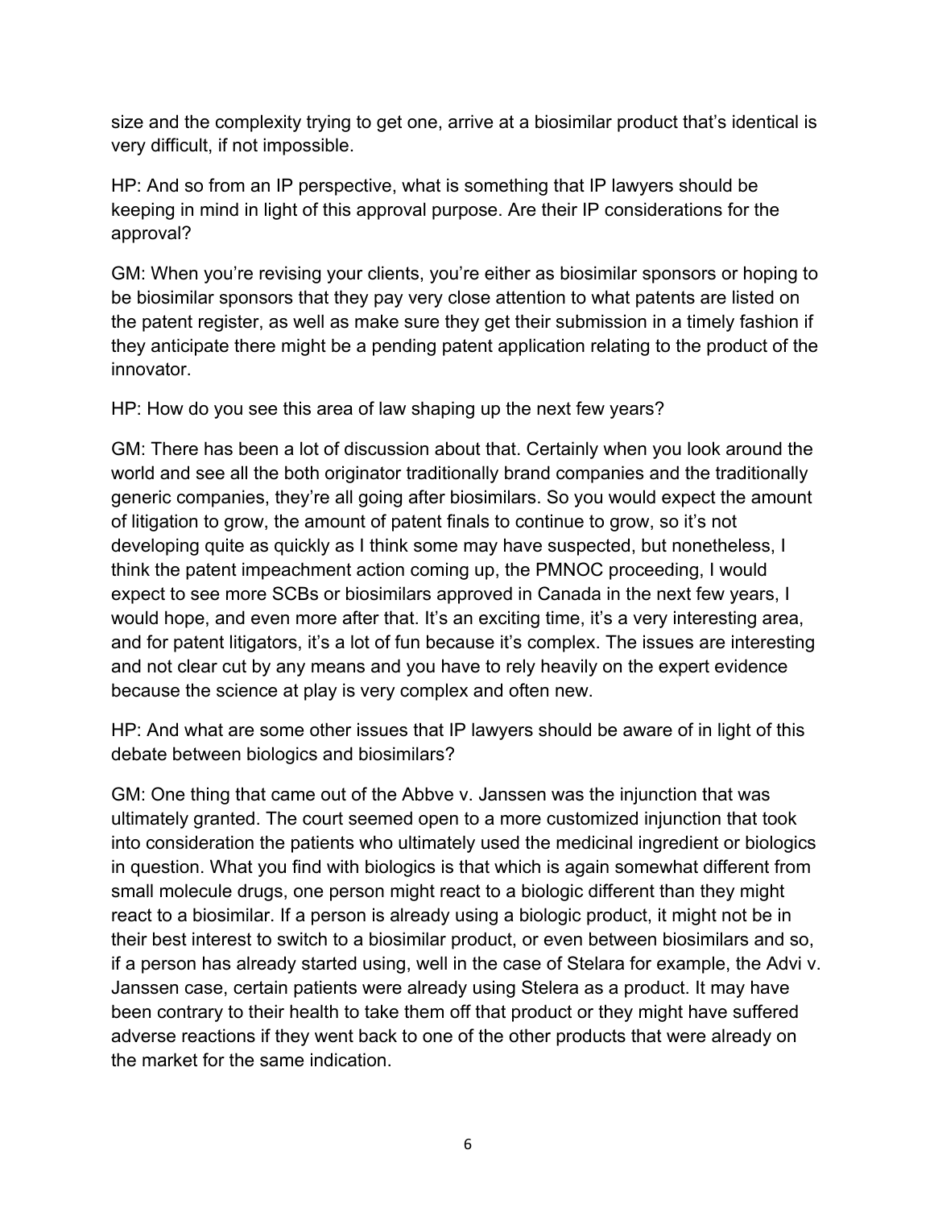size and the complexity trying to get one, arrive at a biosimilar product that's identical is very difficult, if not impossible.

HP: And so from an IP perspective, what is something that IP lawyers should be keeping in mind in light of this approval purpose. Are their IP considerations for the approval?

GM: When you're revising your clients, you're either as biosimilar sponsors or hoping to be biosimilar sponsors that they pay very close attention to what patents are listed on the patent register, as well as make sure they get their submission in a timely fashion if they anticipate there might be a pending patent application relating to the product of the innovator.

HP: How do you see this area of law shaping up the next few years?

GM: There has been a lot of discussion about that. Certainly when you look around the world and see all the both originator traditionally brand companies and the traditionally generic companies, they're all going after biosimilars. So you would expect the amount of litigation to grow, the amount of patent finals to continue to grow, so it's not developing quite as quickly as I think some may have suspected, but nonetheless, I think the patent impeachment action coming up, the PMNOC proceeding, I would expect to see more SCBs or biosimilars approved in Canada in the next few years, I would hope, and even more after that. It's an exciting time, it's a very interesting area, and for patent litigators, it's a lot of fun because it's complex. The issues are interesting and not clear cut by any means and you have to rely heavily on the expert evidence because the science at play is very complex and often new.

HP: And what are some other issues that IP lawyers should be aware of in light of this debate between biologics and biosimilars?

GM: One thing that came out of the Abbve v. Janssen was the injunction that was ultimately granted. The court seemed open to a more customized injunction that took into consideration the patients who ultimately used the medicinal ingredient or biologics in question. What you find with biologics is that which is again somewhat different from small molecule drugs, one person might react to a biologic different than they might react to a biosimilar. If a person is already using a biologic product, it might not be in their best interest to switch to a biosimilar product, or even between biosimilars and so, if a person has already started using, well in the case of Stelara for example, the Advi v. Janssen case, certain patients were already using Stelera as a product. It may have been contrary to their health to take them off that product or they might have suffered adverse reactions if they went back to one of the other products that were already on the market for the same indication.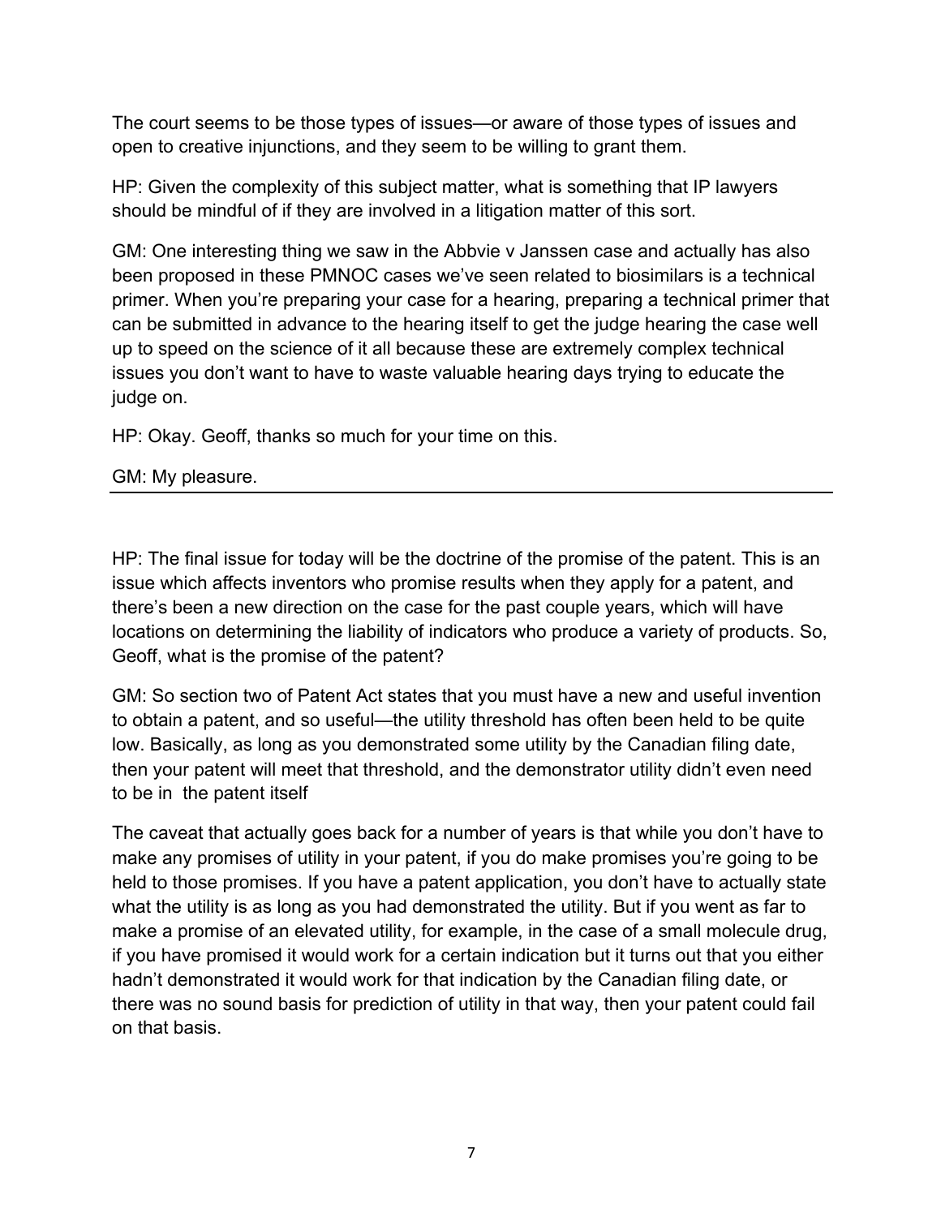The court seems to be those types of issues—or aware of those types of issues and open to creative injunctions, and they seem to be willing to grant them.

HP: Given the complexity of this subject matter, what is something that IP lawyers should be mindful of if they are involved in a litigation matter of this sort.

GM: One interesting thing we saw in the Abbvie v Janssen case and actually has also been proposed in these PMNOC cases we've seen related to biosimilars is a technical primer. When you're preparing your case for a hearing, preparing a technical primer that can be submitted in advance to the hearing itself to get the judge hearing the case well up to speed on the science of it all because these are extremely complex technical issues you don't want to have to waste valuable hearing days trying to educate the judge on.

HP: Okay. Geoff, thanks so much for your time on this.

GM: My pleasure.

---

HP: The final issue for today will be the doctrine of the promise of the patent. This is an issue which affects inventors who promise results when they apply for a patent, and there's been a new direction on the case for the past couple years, which will have locations on determining the liability of indicators who produce a variety of products. So, Geoff, what is the promise of the patent?

GM: So section two of Patent Act states that you must have a new and useful invention to obtain a patent, and so useful—the utility threshold has often been held to be quite low. Basically, as long as you demonstrated some utility by the Canadian filing date, then your patent will meet that threshold, and the demonstrator utility didn't even need to be in the patent itself

The caveat that actually goes back for a number of years is that while you don't have to make any promises of utility in your patent, if you do make promises you're going to be held to those promises. If you have a patent application, you don't have to actually state what the utility is as long as you had demonstrated the utility. But if you went as far to make a promise of an elevated utility, for example, in the case of a small molecule drug, if you have promised it would work for a certain indication but it turns out that you either hadn't demonstrated it would work for that indication by the Canadian filing date, or there was no sound basis for prediction of utility in that way, then your patent could fail on that basis.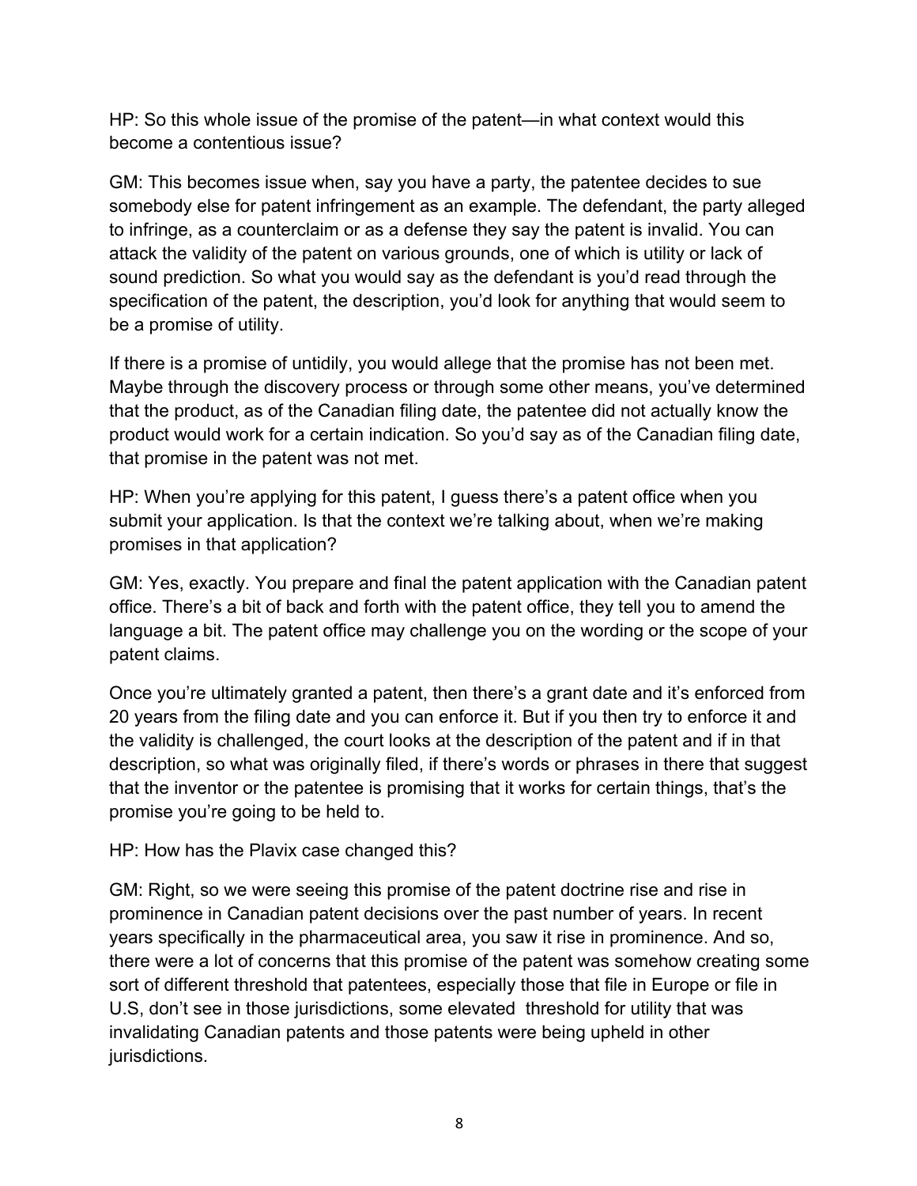HP: So this whole issue of the promise of the patent—in what context would this become a contentious issue?

GM: This becomes issue when, say you have a party, the patentee decides to sue somebody else for patent infringement as an example. The defendant, the party alleged to infringe, as a counterclaim or as a defense they say the patent is invalid. You can attack the validity of the patent on various grounds, one of which is utility or lack of sound prediction. So what you would say as the defendant is you'd read through the specification of the patent, the description, you'd look for anything that would seem to be a promise of utility.

If there is a promise of untidily, you would allege that the promise has not been met. Maybe through the discovery process or through some other means, you've determined that the product, as of the Canadian filing date, the patentee did not actually know the product would work for a certain indication. So you'd say as of the Canadian filing date, that promise in the patent was not met.

HP: When you're applying for this patent, I guess there's a patent office when you submit your application. Is that the context we're talking about, when we're making promises in that application?

GM: Yes, exactly. You prepare and final the patent application with the Canadian patent office. There's a bit of back and forth with the patent office, they tell you to amend the language a bit. The patent office may challenge you on the wording or the scope of your patent claims.

Once you're ultimately granted a patent, then there's a grant date and it's enforced from 20 years from the filing date and you can enforce it. But if you then try to enforce it and the validity is challenged, the court looks at the description of the patent and if in that description, so what was originally filed, if there's words or phrases in there that suggest that the inventor or the patentee is promising that it works for certain things, that's the promise you're going to be held to.

HP: How has the Plavix case changed this?

GM: Right, so we were seeing this promise of the patent doctrine rise and rise in prominence in Canadian patent decisions over the past number of years. In recent years specifically in the pharmaceutical area, you saw it rise in prominence. And so, there were a lot of concerns that this promise of the patent was somehow creating some sort of different threshold that patentees, especially those that file in Europe or file in U.S, don't see in those jurisdictions, some elevated threshold for utility that was invalidating Canadian patents and those patents were being upheld in other jurisdictions.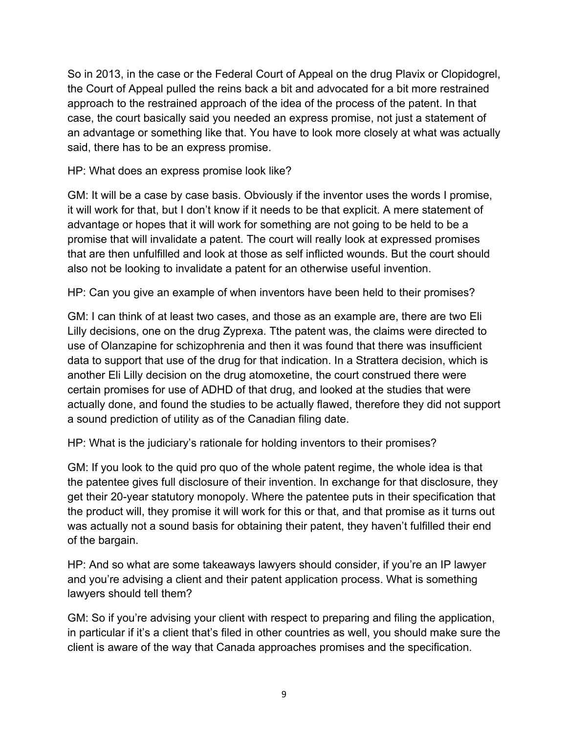So in 2013, in the case or the Federal Court of Appeal on the drug Plavix or Clopidogrel, the Court of Appeal pulled the reins back a bit and advocated for a bit more restrained approach to the restrained approach of the idea of the process of the patent. In that case, the court basically said you needed an express promise, not just a statement of an advantage or something like that. You have to look more closely at what was actually said, there has to be an express promise.

HP: What does an express promise look like?

GM: It will be a case by case basis. Obviously if the inventor uses the words I promise, it will work for that, but I don't know if it needs to be that explicit. A mere statement of advantage or hopes that it will work for something are not going to be held to be a promise that will invalidate a patent. The court will really look at expressed promises that are then unfulfilled and look at those as self inflicted wounds. But the court should also not be looking to invalidate a patent for an otherwise useful invention.

HP: Can you give an example of when inventors have been held to their promises?

GM: I can think of at least two cases, and those as an example are, there are two Eli Lilly decisions, one on the drug Zyprexa. Tthe patent was, the claims were directed to use of Olanzapine for schizophrenia and then it was found that there was insufficient data to support that use of the drug for that indication. In a Strattera decision, which is another Eli Lilly decision on the drug atomoxetine, the court construed there were certain promises for use of ADHD of that drug, and looked at the studies that were actually done, and found the studies to be actually flawed, therefore they did not support a sound prediction of utility as of the Canadian filing date.

HP: What is the judiciary's rationale for holding inventors to their promises?

GM: If you look to the quid pro quo of the whole patent regime, the whole idea is that the patentee gives full disclosure of their invention. In exchange for that disclosure, they get their 20-year statutory monopoly. Where the patentee puts in their specification that the product will, they promise it will work for this or that, and that promise as it turns out was actually not a sound basis for obtaining their patent, they haven't fulfilled their end of the bargain.

HP: And so what are some takeaways lawyers should consider, if you're an IP lawyer and you're advising a client and their patent application process. What is something lawyers should tell them?

GM: So if you're advising your client with respect to preparing and filing the application, in particular if it's a client that's filed in other countries as well, you should make sure the client is aware of the way that Canada approaches promises and the specification.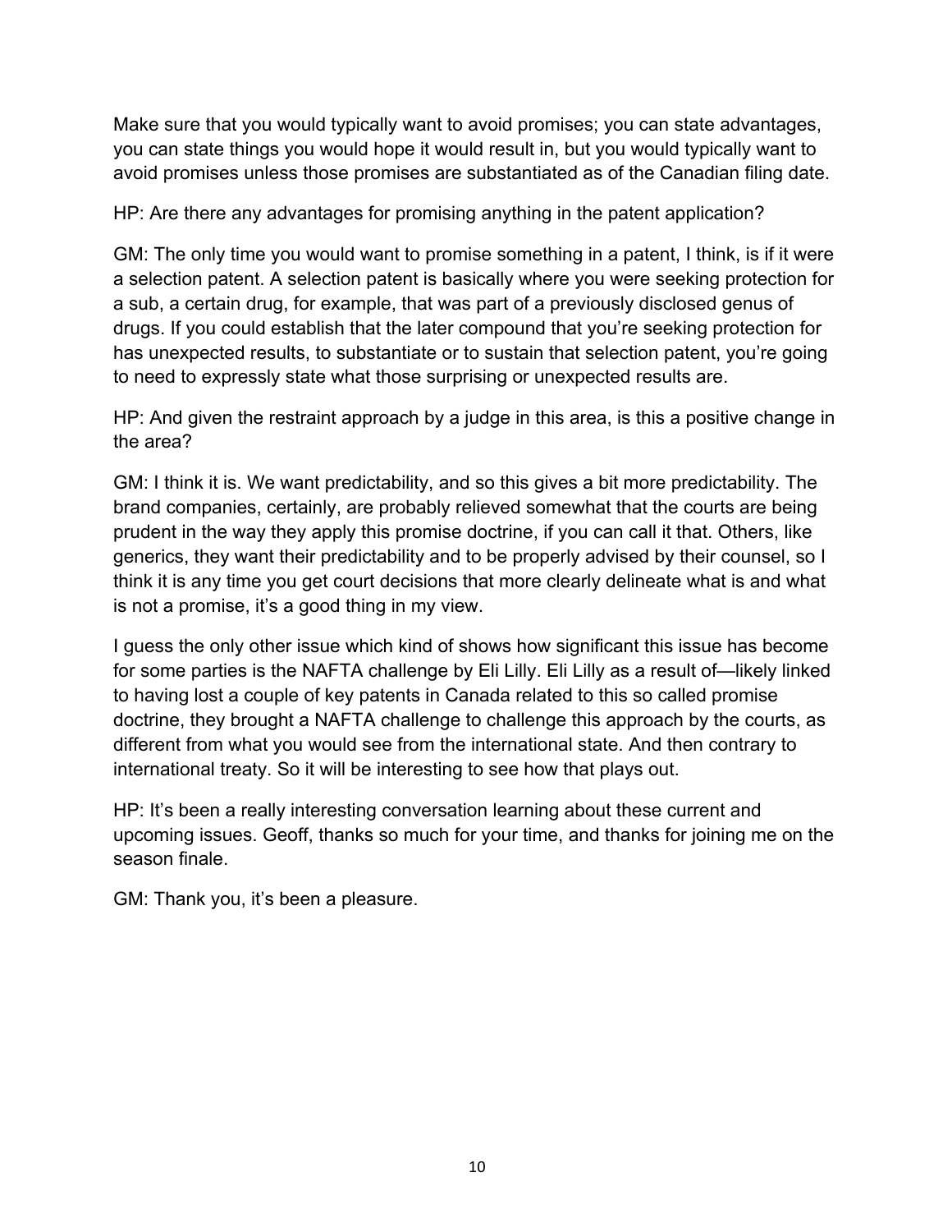Make sure that you would typically want to avoid promises; you can state advantages, you can state things you would hope it would result in, but you would typically want to avoid promises unless those promises are substantiated as of the Canadian filing date.

HP: Are there any advantages for promising anything in the patent application?

GM: The only time you would want to promise something in a patent, I think, is if it were a selection patent. A selection patent is basically where you were seeking protection for a sub, a certain drug, for example, that was part of a previously disclosed genus of drugs. If you could establish that the later compound that you're seeking protection for has unexpected results, to substantiate or to sustain that selection patent, you're going to need to expressly state what those surprising or unexpected results are.

HP: And given the restraint approach by a judge in this area, is this a positive change in the area?

GM: I think it is. We want predictability, and so this gives a bit more predictability. The brand companies, certainly, are probably relieved somewhat that the courts are being prudent in the way they apply this promise doctrine, if you can call it that. Others, like generics, they want their predictability and to be properly advised by their counsel, so I think it is any time you get court decisions that more clearly delineate what is and what is not a promise, it's a good thing in my view.

I guess the only other issue which kind of shows how significant this issue has become for some parties is the NAFTA challenge by Eli Lilly. Eli Lilly as a result of—likely linked to having lost a couple of key patents in Canada related to this so called promise doctrine, they brought a NAFTA challenge to challenge this approach by the courts, as different from what you would see from the international state. And then contrary to international treaty. So it will be interesting to see how that plays out.

HP: It's been a really interesting conversation learning about these current and upcoming issues. Geoff, thanks so much for your time, and thanks for joining me on the season finale.

GM: Thank you, it's been a pleasure.